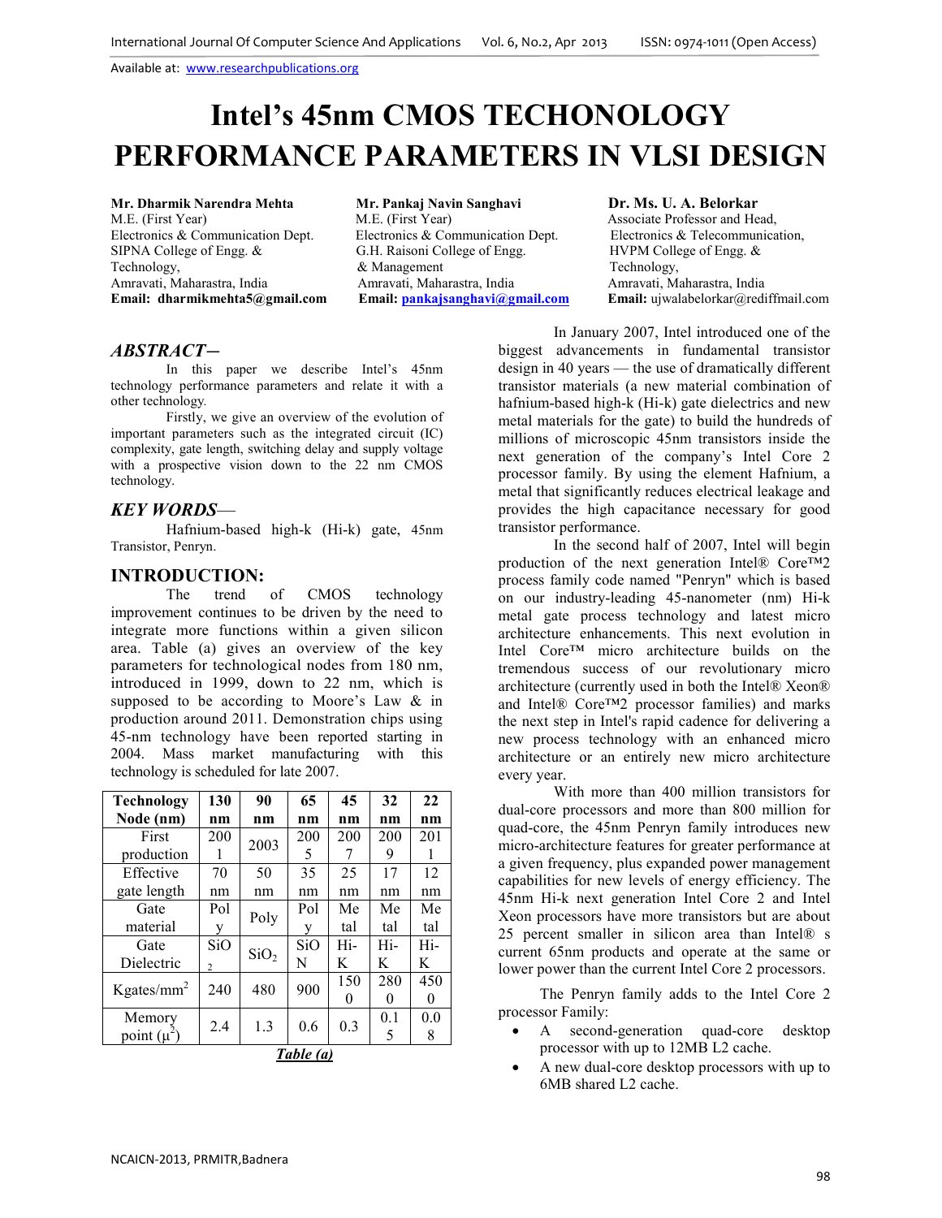# Intel's 45nm CMOS TECHONOLOGY PERFORMANCE PARAMETERS IN VLSI DESIGN

**Mr. Dharmik Narendra Mehta**
M.E. (First Year)
Electronics & Communication Dept.
SIPNA College of Engg. & Technology,
Amravati, Maharastra, India
**Email: dharmikmehta5@gmail.com**

**Mr. Pankaj Navin Sanghavi**
M.E. (First Year)
Electronics & Communication Dept.
G.H. Raisoni College of Engg. & Management
Amravati, Maharastra, India
**Email: pankajsanghavi@gmail.com**

**Dr. Ms. U. A. Belorkar**
Associate Professor and Head,
Electronics & Telecommunication,
HVPM College of Engg. & Technology,
Amravati, Maharastra, India
**Email:** ujwalabelorkar@rediffmail.com

## *ABSTRACT—*

In this paper we describe Intel's 45nm technology performance parameters and relate it with a other technology.

Firstly, we give an overview of the evolution of important parameters such as the integrated circuit (IC) complexity, gate length, switching delay and supply voltage with a prospective vision down to the 22 nm CMOS technology.

## *KEY WORDS—*

Hafnium-based high-k (Hi-k) gate, 45nm Transistor, Penryn.

## INTRODUCTION:

The trend of CMOS technology improvement continues to be driven by the need to integrate more functions within a given silicon area. Table (a) gives an overview of the key parameters for technological nodes from 180 nm, introduced in 1999, down to 22 nm, which is supposed to be according to Moore's Law & in production around 2011. Demonstration chips using 45-nm technology have been reported starting in 2004. Mass market manufacturing with this technology is scheduled for late 2007.

| Technology Node (nm) | 130 nm | 90 nm | 65 nm | 45 nm | 32 nm | 22 nm |
|---|---|---|---|---|---|---|
| First production | 2001 | 2003 | 2005 | 2007 | 2009 | 2011 |
| Effective gate length | 70 nm | 50 nm | 35 nm | 25 nm | 17 nm | 12 nm |
| Gate material | Poly | Poly | Poly | Metal | Metal | Metal |
| Gate Dielectric | $SiO_2$ | $SiO_2$ | SiON | Hi-K | Hi-K | Hi-K |
| Kgates/mm$^2$ | 240 | 480 | 900 | 1500 | 2800 | 4500 |
| Memory point ($\mu^2$) | 2.4 | 1.3 | 0.6 | 0.3 | 0.15 | 0.08 |

***Table (a)***

In January 2007, Intel introduced one of the biggest advancements in fundamental transistor design in 40 years — the use of dramatically different transistor materials (a new material combination of hafnium-based high-k (Hi-k) gate dielectrics and new metal materials for the gate) to build the hundreds of millions of microscopic 45nm transistors inside the next generation of the company's Intel Core 2 processor family. By using the element Hafnium, a metal that significantly reduces electrical leakage and provides the high capacitance necessary for good transistor performance.

In the second half of 2007, Intel will begin production of the next generation Intel® Core™2 process family code named "Penryn" which is based on our industry-leading 45-nanometer (nm) Hi-k metal gate process technology and latest micro architecture enhancements. This next evolution in Intel Core™ micro architecture builds on the tremendous success of our revolutionary micro architecture (currently used in both the Intel® Xeon® and Intel® Core™2 processor families) and marks the next step in Intel's rapid cadence for delivering a new process technology with an enhanced micro architecture or an entirely new micro architecture every year.

With more than 400 million transistors for dual-core processors and more than 800 million for quad-core, the 45nm Penryn family introduces new micro-architecture features for greater performance at a given frequency, plus expanded power management capabilities for new levels of energy efficiency. The 45nm Hi-k next generation Intel Core 2 and Intel Xeon processors have more transistors but are about 25 percent smaller in silicon area than Intel® s current 65nm products and operate at the same or lower power than the current Intel Core 2 processors.

The Penryn family adds to the Intel Core 2 processor Family:

- A second-generation quad-core desktop processor with up to 12MB L2 cache.
- A new dual-core desktop processors with up to 6MB shared L2 cache.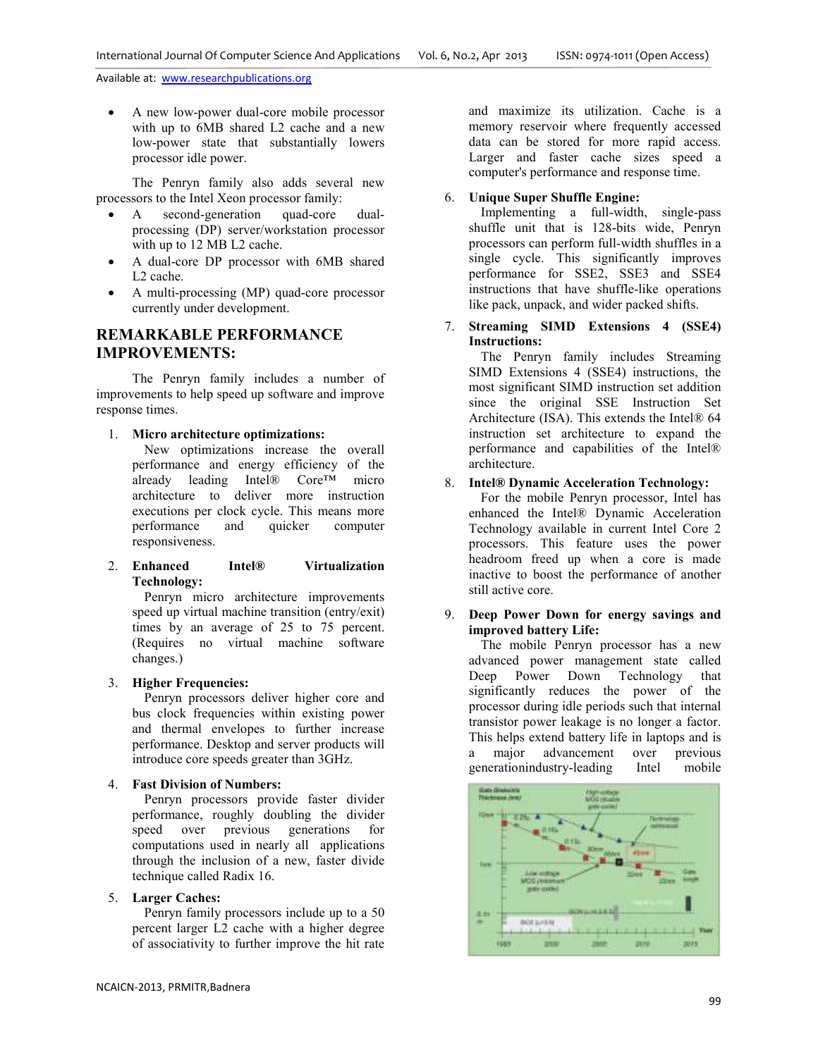- A new low-power dual-core mobile processor with up to 6MB shared L2 cache and a new low-power state that substantially lowers processor idle power.

The Penryn family also adds several new processors to the Intel Xeon processor family:

- A second-generation quad-core dual-processing (DP) server/workstation processor with up to 12 MB L2 cache.
- A dual-core DP processor with 6MB shared L2 cache.
- A multi-processing (MP) quad-core processor currently under development.

## REMARKABLE PERFORMANCE IMPROVEMENTS:

The Penryn family includes a number of improvements to help speed up software and improve response times.

1. **Micro architecture optimizations:**
   New optimizations increase the overall performance and energy efficiency of the already leading Intel® Core™ micro architecture to deliver more instruction executions per clock cycle. This means more performance and quicker computer responsiveness.

2. **Enhanced Intel® Virtualization Technology:**
   Penryn micro architecture improvements speed up virtual machine transition (entry/exit) times by an average of 25 to 75 percent. (Requires no virtual machine software changes.)

3. **Higher Frequencies:**
   Penryn processors deliver higher core and bus clock frequencies within existing power and thermal envelopes to further increase performance. Desktop and server products will introduce core speeds greater than 3GHz.

4. **Fast Division of Numbers:**
   Penryn processors provide faster divider performance, roughly doubling the divider speed over previous generations for computations used in nearly all applications through the inclusion of a new, faster divide technique called Radix 16.

5. **Larger Caches:**
   Penryn family processors include up to a 50 percent larger L2 cache with a higher degree of associativity to further improve the hit rate and maximize its utilization. Cache is a memory reservoir where frequently accessed data can be stored for more rapid access. Larger and faster cache sizes speed a computer's performance and response time.

6. **Unique Super Shuffle Engine:**
   Implementing a full-width, single-pass shuffle unit that is 128-bits wide, Penryn processors can perform full-width shuffles in a single cycle. This significantly improves performance for SSE2, SSE3 and SSE4 instructions that have shuffle-like operations like pack, unpack, and wider packed shifts.

7. **Streaming SIMD Extensions 4 (SSE4) Instructions:**
   The Penryn family includes Streaming SIMD Extensions 4 (SSE4) instructions, the most significant SIMD instruction set addition since the original SSE Instruction Set Architecture (ISA). This extends the Intel® 64 instruction set architecture to expand the performance and capabilities of the Intel® architecture.

8. **Intel® Dynamic Acceleration Technology:**
   For the mobile Penryn processor, Intel has enhanced the Intel® Dynamic Acceleration Technology available in current Intel Core 2 processors. This feature uses the power headroom freed up when a core is made inactive to boost the performance of another still active core.

9. **Deep Power Down for energy savings and improved battery Life:**
   The mobile Penryn processor has a new advanced power management state called Deep Power Down Technology that significantly reduces the power of the processor during idle periods such that internal transistor power leakage is no longer a factor. This helps extend battery life in laptops and is a major advancement over previous generationindustry-leading Intel mobile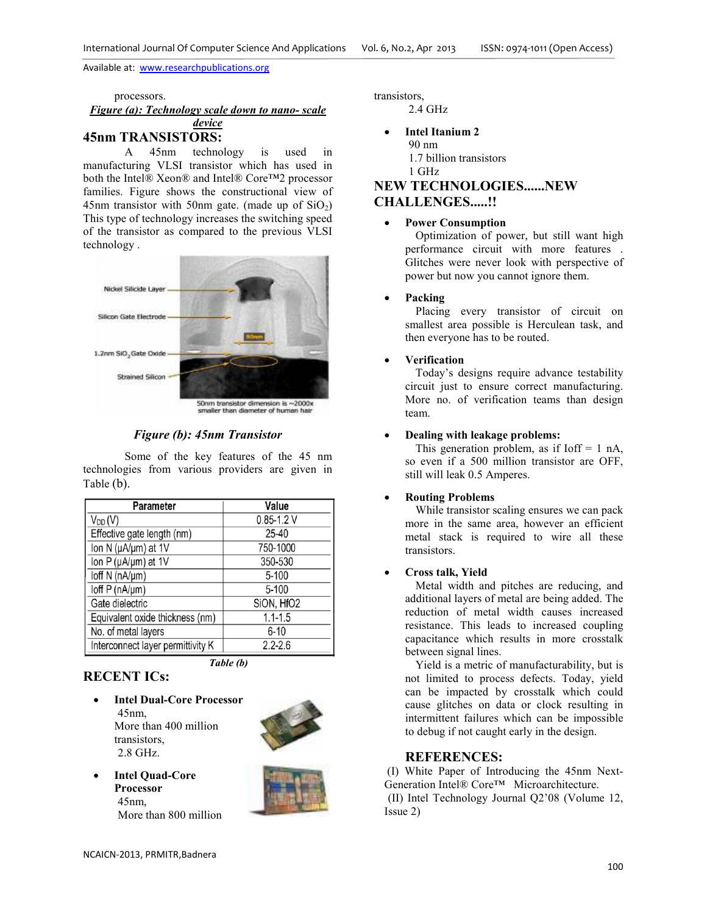processors.

***Figure (a): Technology scale down to nano- scale device***

## 45nm TRANSISTORS:

A 45nm technology is used in manufacturing VLSI transistor which has used in both the Intel® Xeon® and Intel® Core™2 processor families. Figure shows the constructional view of 45nm transistor with 50nm gate. (made up of $SiO_2$) This type of technology increases the switching speed of the transistor as compared to the previous VLSI technology .

***Figure (b): 45nm Transistor***

Some of the key features of the 45 nm technologies from various providers are given in Table (b).

| Parameter | Value |
|---|---|
| $V_{DD}$ (V) | 0.85-1.2 V |
| Effective gate length (nm) | 25-40 |
| Ion N (μA/μm) at 1V | 750-1000 |
| Ion P (μA/μm) at 1V | 350-530 |
| Ioff N (nA/μm) | 5-100 |
| Ioff P (nA/μm) | 5-100 |
| Gate dielectric | SiON, HfO2 |
| Equivalent oxide thickness (nm) | 1.1-1.5 |
| No. of metal layers | 6-10 |
| Interconnect layer permittivity K | 2.2-2.6 |

***Table (b)***

## RECENT ICs:

- **Intel Dual-Core Processor**
  45nm,
  More than 400 million transistors,
  2.8 GHz.

- **Intel Quad-Core Processor**
  45nm,
  More than 800 million transistors,
  2.4 GHz

- **Intel Itanium 2**
  90 nm
  1.7 billion transistors
  1 GHz

## NEW TECHNOLOGIES......NEW CHALLENGES.....!!

- **Power Consumption**
  Optimization of power, but still want high performance circuit with more features . Glitches were never look with perspective of power but now you cannot ignore them.

- **Packing**
  Placing every transistor of circuit on smallest area possible is Herculean task, and then everyone has to be routed.

- **Verification**
  Today's designs require advance testability circuit just to ensure correct manufacturing. More no. of verification teams than design team.

- **Dealing with leakage problems:**
  This generation problem, as if Ioff = 1 nA, so even if a 500 million transistor are OFF, still will leak 0.5 Amperes.

- **Routing Problems**
  While transistor scaling ensures we can pack more in the same area, however an efficient metal stack is required to wire all these transistors.

- **Cross talk, Yield**
  Metal width and pitches are reducing, and additional layers of metal are being added. The reduction of metal width causes increased resistance. This leads to increased coupling capacitance which results in more crosstalk between signal lines.
  
  Yield is a metric of manufacturability, but is not limited to process defects. Today, yield can be impacted by crosstalk which could cause glitches on data or clock resulting in intermittent failures which can be impossible to debug if not caught early in the design.

## REFERENCES:

(I) White Paper of Introducing the 45nm Next-Generation Intel® Core™ Microarchitecture.

(II) Intel Technology Journal Q2'08 (Volume 12, Issue 2)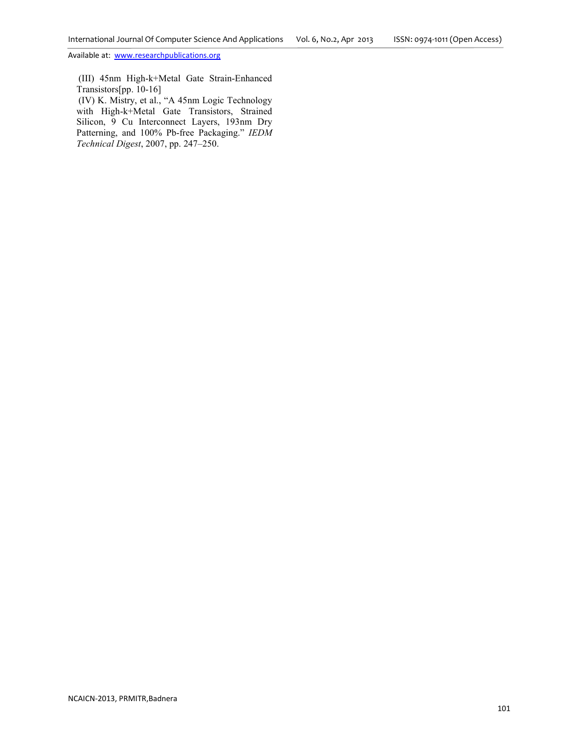(III) 45nm High-k+Metal Gate Strain-Enhanced Transistors[pp. 10-16]

(IV) K. Mistry, et al., "A 45nm Logic Technology with High-k+Metal Gate Transistors, Strained Silicon, 9 Cu Interconnect Layers, 193nm Dry Patterning, and 100% Pb-free Packaging." *IEDM Technical Digest*, 2007, pp. 247–250.